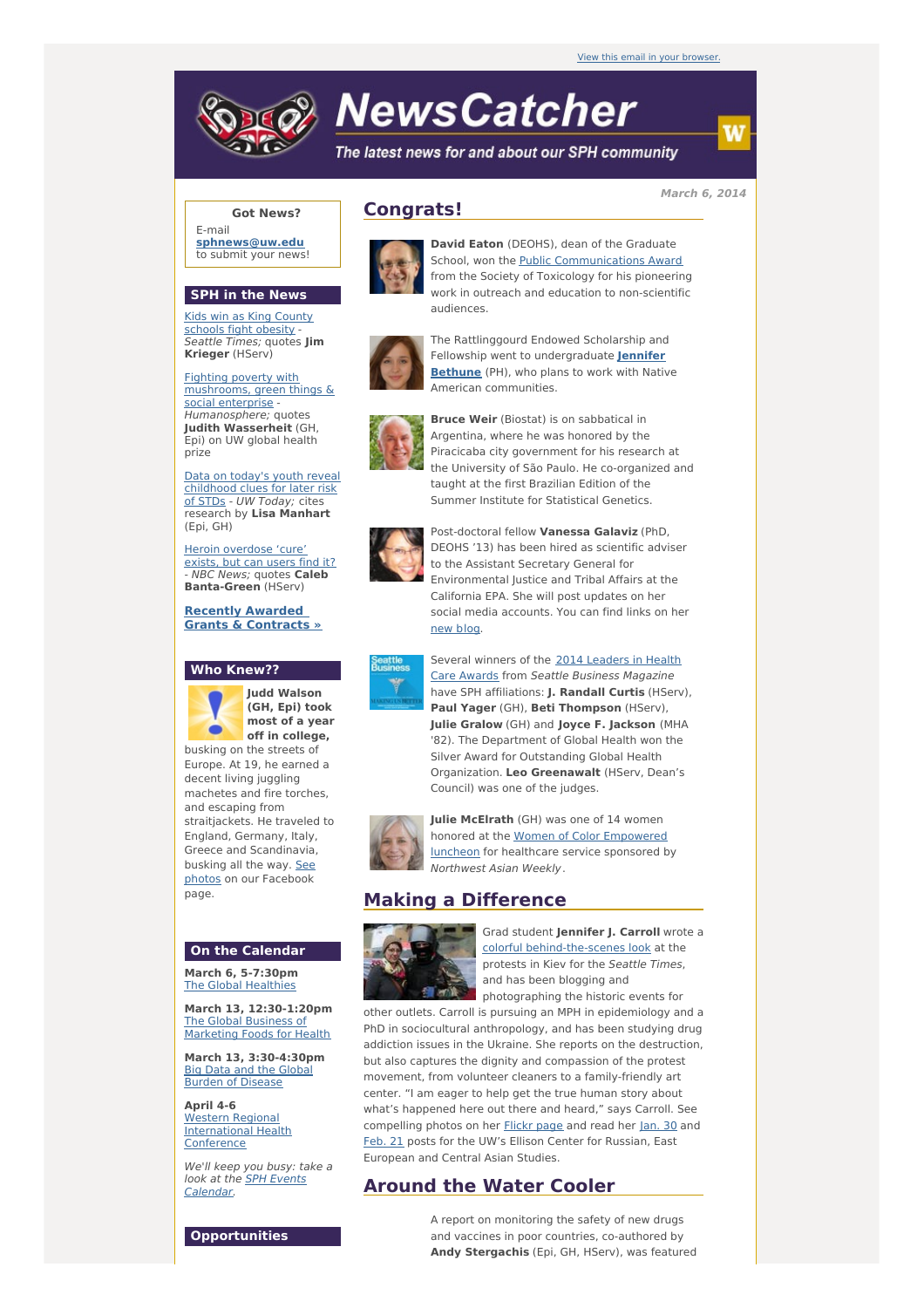View this email in your browser.

# NewsCatcher

*The latest news for and about our SPH community*

March 6, 2014

## Got News?

E-mail **sphnews@uw.edu** to submit your news!

## SPH in the News

Kids win as King County schools fight obesity - *Seattle Times;* quotes **Jim Krieger** (HServ)

Fighting poverty with mushrooms, green things & social enterprise - *Humanosphere;* quotes **Judith Wasserheit** (GH, Epi) on UW global health prize

Data on today's youth reveal childhood clues for later risk of STDs - *UW Today;* cites research by **Lisa Manhart** (Epi, GH)

Heroin overdose 'cure' exists, but can users find it? - *NBC News;* quotes **Caleb Banta-Green** (HServ)

**Recently Awarded Grants & Contracts »**

## Who Knew??

**Judd Walson (GH, Epi) took most of a year off in college,** busking on the streets of Europe. At 19, he earned a decent living juggling machetes and fire torches, and escaping from straitjackets. He traveled to England, Germany, Italy, Greece and Scandinavia, busking all the way. See photos on our Facebook page.

## On the Calendar

**March 6, 5-7:30pm**
The Global Healthies

**March 13, 12:30-1:20pm**
The Global Business of Marketing Foods for Health

**March 13, 3:30-4:30pm**
Big Data and the Global Burden of Disease

**April 4-6**
Western Regional International Health Conference

*We'll keep you busy: take a look at the SPH Events Calendar.*

## Opportunities

## Congrats!

**David Eaton** (DEOHS), dean of the Graduate School, won the Public Communications Award from the Society of Toxicology for his pioneering work in outreach and education to non-scientific audiences.

The Rattlinggourd Endowed Scholarship and Fellowship went to undergraduate **Jennifer Bethune** (PH), who plans to work with Native American communities.

**Bruce Weir** (Biostat) is on sabbatical in Argentina, where he was honored by the Piracicaba city government for his research at the University of São Paulo. He co-organized and taught at the first Brazilian Edition of the Summer Institute for Statistical Genetics.

Post-doctoral fellow **Vanessa Galaviz** (PhD, DEOHS '13) has been hired as scientific adviser to the Assistant Secretary General for Environmental Justice and Tribal Affairs at the California EPA. She will post updates on her social media accounts. You can find links on her new blog.

Several winners of the 2014 Leaders in Health Care Awards from *Seattle Business Magazine* have SPH affiliations: **J. Randall Curtis** (HServ), **Paul Yager** (GH), **Beti Thompson** (HServ), **Julie Gralow** (GH) and **Joyce F. Jackson** (MHA '82). The Department of Global Health won the Silver Award for Outstanding Global Health Organization. **Leo Greenawalt** (HServ, Dean's Council) was one of the judges.

**Julie McElrath** (GH) was one of 14 women honored at the Women of Color Empowered luncheon for healthcare service sponsored by *Northwest Asian Weekly*.

## Making a Difference

Grad student **Jennifer J. Carroll** wrote a colorful behind-the-scenes look at the protests in Kiev for the *Seattle Times*, and has been blogging and photographing the historic events for other outlets. Carroll is pursuing an MPH in epidemiology and a PhD in sociocultural anthropology, and has been studying drug addiction issues in the Ukraine. She reports on the destruction, but also captures the dignity and compassion of the protest movement, from volunteer cleaners to a family-friendly art center. "I am eager to help get the true human story about what's happened here out there and heard," says Carroll. See compelling photos on her Flickr page and read her Jan. 30 and Feb. 21 posts for the UW's Ellison Center for Russian, East European and Central Asian Studies.

## Around the Water Cooler

A report on monitoring the safety of new drugs and vaccines in poor countries, co-authored by **Andy Stergachis** (Epi, GH, HServ), was featured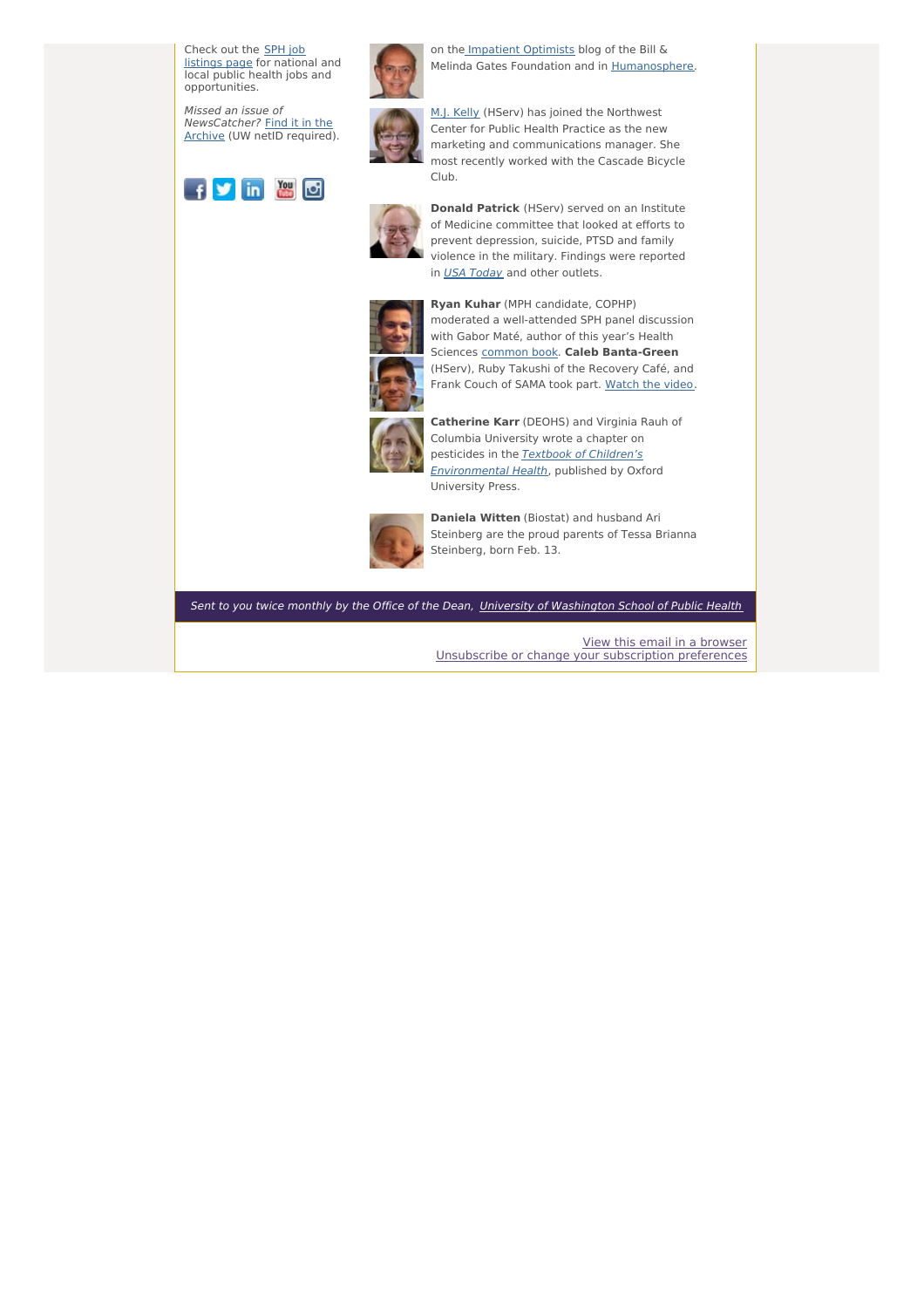Check out the SPH job listings page for national and local public health jobs and opportunities.

*Missed an issue of NewsCatcher?* Find it in the Archive (UW netID required).

on the Impatient Optimists blog of the Bill & Melinda Gates Foundation and in Humanosphere.

M.J. Kelly (HServ) has joined the Northwest Center for Public Health Practice as the new marketing and communications manager. She most recently worked with the Cascade Bicycle Club.

**Donald Patrick** (HServ) served on an Institute of Medicine committee that looked at efforts to prevent depression, suicide, PTSD and family violence in the military. Findings were reported in *USA Today* and other outlets.

**Ryan Kuhar** (MPH candidate, COPHP) moderated a well-attended SPH panel discussion with Gabor Maté, author of this year's Health Sciences common book. **Caleb Banta-Green** (HServ), Ruby Takushi of the Recovery Café, and Frank Couch of SAMA took part. Watch the video.

**Catherine Karr** (DEOHS) and Virginia Rauh of Columbia University wrote a chapter on pesticides in the *Textbook of Children's Environmental Health*, published by Oxford University Press.

**Daniela Witten** (Biostat) and husband Ari Steinberg are the proud parents of Tessa Brianna Steinberg, born Feb. 13.

*Sent to you twice monthly by the Office of the Dean, University of Washington School of Public Health*

View this email in a browser
Unsubscribe or change your subscription preferences